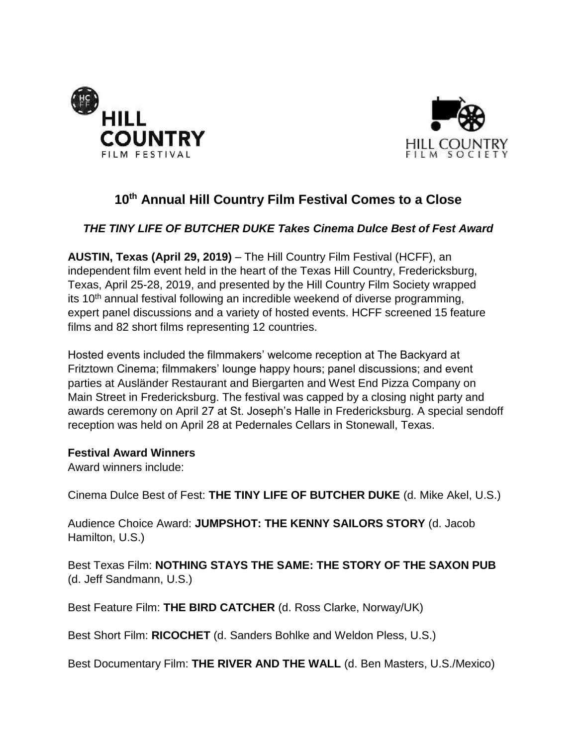# 10th Annual Hill Country Film Festival Comes to a Close

## *THE TINY LIFE OF BUTCHER DUKE Takes Cinema Dulce Best of Fest Award*

**AUSTIN, Texas (April 29, 2019)** – The Hill Country Film Festival (HCFF), an independent film event held in the heart of the Texas Hill Country, Fredericksburg, Texas, April 25-28, 2019, and presented by the Hill Country Film Society wrapped its 10th annual festival following an incredible weekend of diverse programming, expert panel discussions and a variety of hosted events. HCFF screened 15 feature films and 82 short films representing 12 countries.

Hosted events included the filmmakers' welcome reception at The Backyard at Fritztown Cinema; filmmakers' lounge happy hours; panel discussions; and event parties at Ausländer Restaurant and Biergarten and West End Pizza Company on Main Street in Fredericksburg. The festival was capped by a closing night party and awards ceremony on April 27 at St. Joseph's Halle in Fredericksburg. A special sendoff reception was held on April 28 at Pedernales Cellars in Stonewall, Texas.

**Festival Award Winners**

Award winners include:

Cinema Dulce Best of Fest: **THE TINY LIFE OF BUTCHER DUKE** (d. Mike Akel, U.S.)

Audience Choice Award: **JUMPSHOT: THE KENNY SAILORS STORY** (d. Jacob Hamilton, U.S.)

Best Texas Film: **NOTHING STAYS THE SAME: THE STORY OF THE SAXON PUB** (d. Jeff Sandmann, U.S.)

Best Feature Film: **THE BIRD CATCHER** (d. Ross Clarke, Norway/UK)

Best Short Film: **RICOCHET** (d. Sanders Bohlke and Weldon Pless, U.S.)

Best Documentary Film: **THE RIVER AND THE WALL** (d. Ben Masters, U.S./Mexico)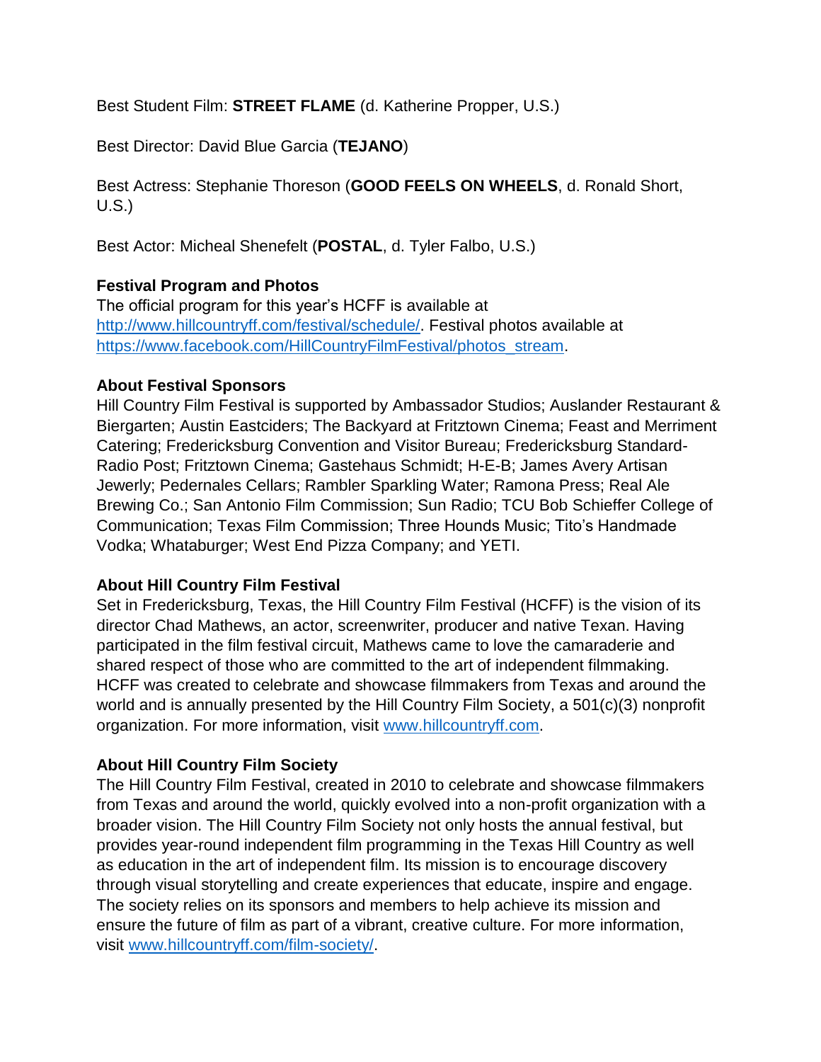Best Student Film: **STREET FLAME** (d. Katherine Propper, U.S.)

Best Director: David Blue Garcia (**TEJANO**)

Best Actress: Stephanie Thoreson (**GOOD FEELS ON WHEELS**, d. Ronald Short, U.S.)

Best Actor: Micheal Shenefelt (**POSTAL**, d. Tyler Falbo, U.S.)

**Festival Program and Photos**
The official program for this year's HCFF is available at [http://www.hillcountryff.com/festival/schedule/](http://www.hillcountryff.com/festival/schedule/). Festival photos available at [https://www.facebook.com/HillCountryFilmFestival/photos_stream](https://www.facebook.com/HillCountryFilmFestival/photos_stream).

**About Festival Sponsors**
Hill Country Film Festival is supported by Ambassador Studios; Auslander Restaurant & Biergarten; Austin Eastciders; The Backyard at Fritztown Cinema; Feast and Merriment Catering; Fredericksburg Convention and Visitor Bureau; Fredericksburg Standard-Radio Post; Fritztown Cinema; Gastehaus Schmidt; H-E-B; James Avery Artisan Jewerly; Pedernales Cellars; Rambler Sparkling Water; Ramona Press; Real Ale Brewing Co.; San Antonio Film Commission; Sun Radio; TCU Bob Schieffer College of Communication; Texas Film Commission; Three Hounds Music; Tito's Handmade Vodka; Whataburger; West End Pizza Company; and YETI.

**About Hill Country Film Festival**
Set in Fredericksburg, Texas, the Hill Country Film Festival (HCFF) is the vision of its director Chad Mathews, an actor, screenwriter, producer and native Texan. Having participated in the film festival circuit, Mathews came to love the camaraderie and shared respect of those who are committed to the art of independent filmmaking. HCFF was created to celebrate and showcase filmmakers from Texas and around the world and is annually presented by the Hill Country Film Society, a 501(c)(3) nonprofit organization. For more information, visit [www.hillcountryff.com](http://www.hillcountryff.com).

**About Hill Country Film Society**
The Hill Country Film Festival, created in 2010 to celebrate and showcase filmmakers from Texas and around the world, quickly evolved into a non-profit organization with a broader vision. The Hill Country Film Society not only hosts the annual festival, but provides year-round independent film programming in the Texas Hill Country as well as education in the art of independent film. Its mission is to encourage discovery through visual storytelling and create experiences that educate, inspire and engage. The society relies on its sponsors and members to help achieve its mission and ensure the future of film as part of a vibrant, creative culture. For more information, visit [www.hillcountryff.com/film-society/](http://www.hillcountryff.com/film-society/).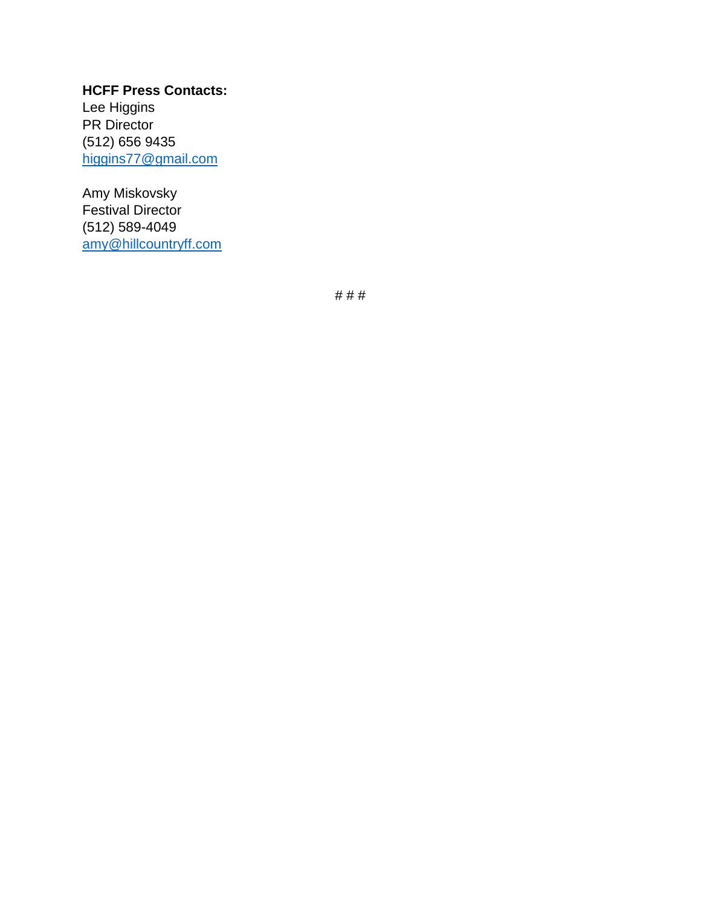**HCFF Press Contacts:**
Lee Higgins
PR Director
(512) 656 9435
higgins77@gmail.com

Amy Miskovsky
Festival Director
(512) 589-4049
amy@hillcountryff.com

# # #